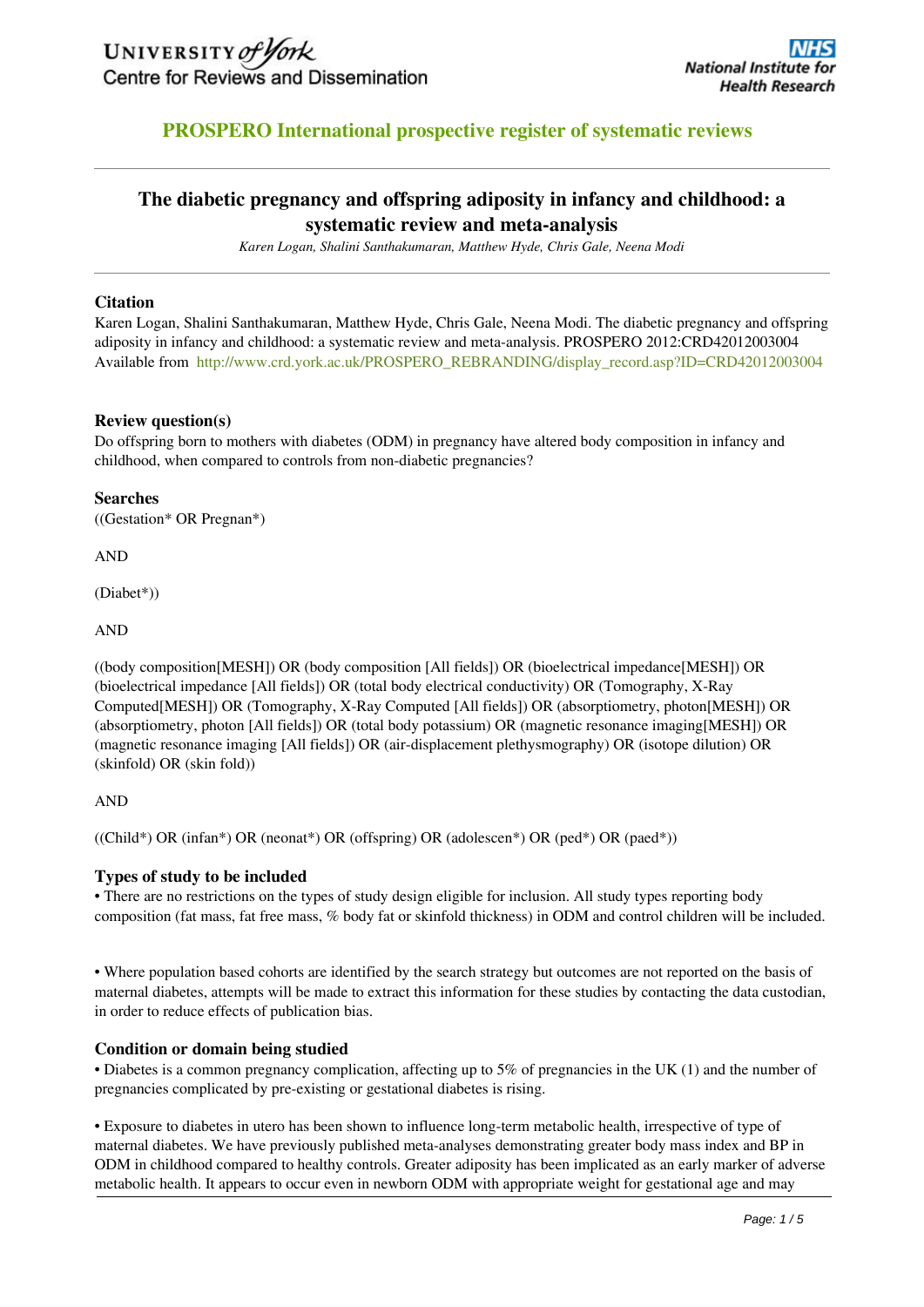University of York
Centre for Reviews and Dissemination

NHS National Institute for Health Research

## PROSPERO International prospective register of systematic reviews

# The diabetic pregnancy and offspring adiposity in infancy and childhood: a systematic review and meta-analysis

*Karen Logan, Shalini Santhakumaran, Matthew Hyde, Chris Gale, Neena Modi*

### Citation

Karen Logan, Shalini Santhakumaran, Matthew Hyde, Chris Gale, Neena Modi. The diabetic pregnancy and offspring adiposity in infancy and childhood: a systematic review and meta-analysis. PROSPERO 2012:CRD42012003004 Available from http://www.crd.york.ac.uk/PROSPERO_REBRANDING/display_record.asp?ID=CRD42012003004

### Review question(s)

Do offspring born to mothers with diabetes (ODM) in pregnancy have altered body composition in infancy and childhood, when compared to controls from non-diabetic pregnancies?

### Searches

((Gestation* OR Pregnan*)

AND

(Diabet*))

AND

((body composition[MESH]) OR (body composition [All fields]) OR (bioelectrical impedance[MESH]) OR (bioelectrical impedance [All fields]) OR (total body electrical conductivity) OR (Tomography, X-Ray Computed[MESH]) OR (Tomography, X-Ray Computed [All fields]) OR (absorptiometry, photon[MESH]) OR (absorptiometry, photon [All fields]) OR (total body potassium) OR (magnetic resonance imaging[MESH]) OR (magnetic resonance imaging [All fields]) OR (air-displacement plethysmography) OR (isotope dilution) OR (skinfold) OR (skin fold))

AND

((Child*) OR (infan*) OR (neonat*) OR (offspring) OR (adolescen*) OR (ped*) OR (paed*))

### Types of study to be included

• There are no restrictions on the types of study design eligible for inclusion. All study types reporting body composition (fat mass, fat free mass, % body fat or skinfold thickness) in ODM and control children will be included.

• Where population based cohorts are identified by the search strategy but outcomes are not reported on the basis of maternal diabetes, attempts will be made to extract this information for these studies by contacting the data custodian, in order to reduce effects of publication bias.

### Condition or domain being studied

• Diabetes is a common pregnancy complication, affecting up to 5% of pregnancies in the UK (1) and the number of pregnancies complicated by pre-existing or gestational diabetes is rising.

• Exposure to diabetes in utero has been shown to influence long-term metabolic health, irrespective of type of maternal diabetes. We have previously published meta-analyses demonstrating greater body mass index and BP in ODM in childhood compared to healthy controls. Greater adiposity has been implicated as an early marker of adverse metabolic health. It appears to occur even in newborn ODM with appropriate weight for gestational age and may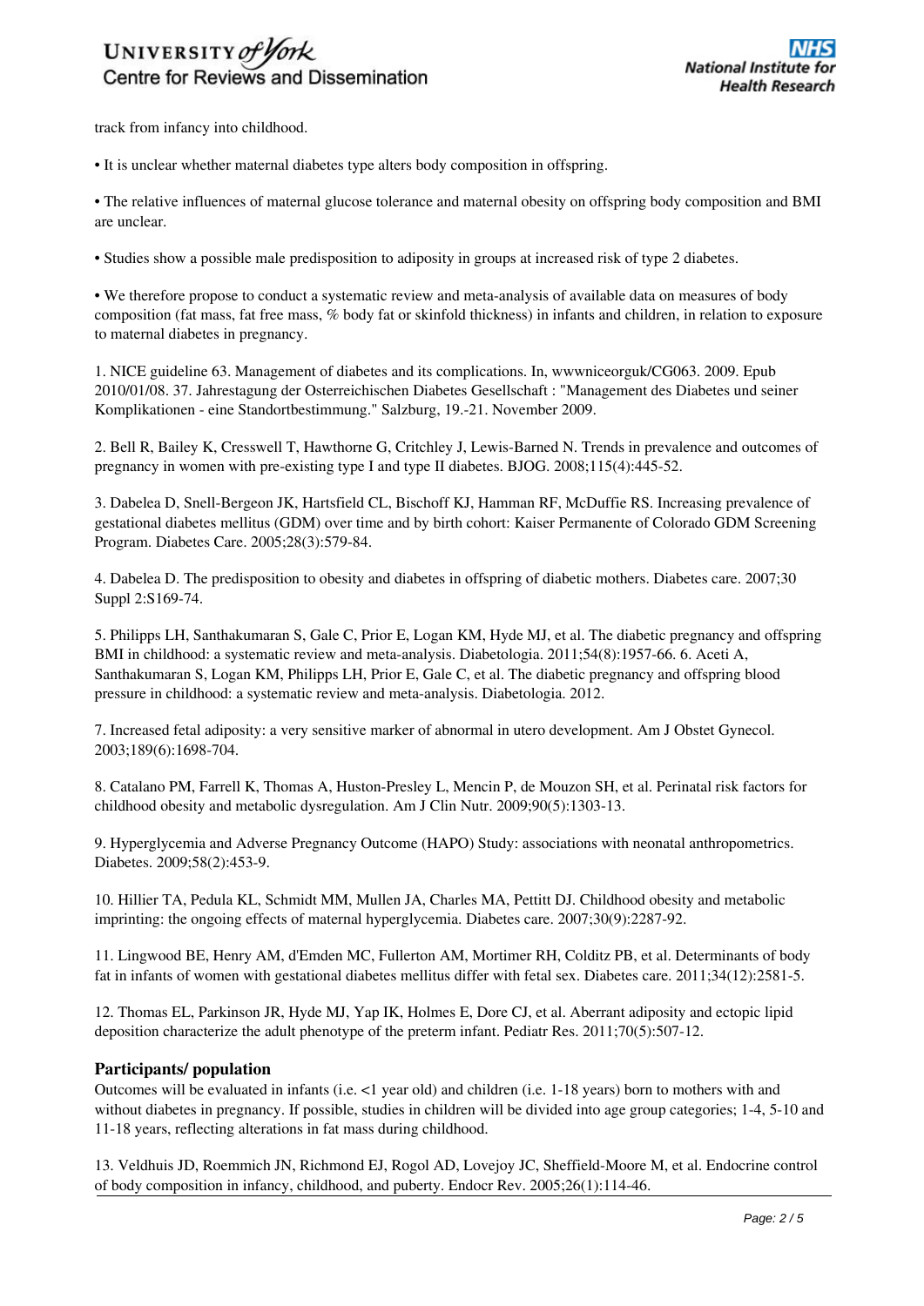track from infancy into childhood.

• It is unclear whether maternal diabetes type alters body composition in offspring.

• The relative influences of maternal glucose tolerance and maternal obesity on offspring body composition and BMI are unclear.

• Studies show a possible male predisposition to adiposity in groups at increased risk of type 2 diabetes.

• We therefore propose to conduct a systematic review and meta-analysis of available data on measures of body composition (fat mass, fat free mass, % body fat or skinfold thickness) in infants and children, in relation to exposure to maternal diabetes in pregnancy.

1. NICE guideline 63. Management of diabetes and its complications. In, wwwniceorguk/CG063. 2009. Epub 2010/01/08. 37. Jahrestagung der Osterreichischen Diabetes Gesellschaft : "Management des Diabetes und seiner Komplikationen - eine Standortbestimmung." Salzburg, 19.-21. November 2009.

2. Bell R, Bailey K, Cresswell T, Hawthorne G, Critchley J, Lewis-Barned N. Trends in prevalence and outcomes of pregnancy in women with pre-existing type I and type II diabetes. BJOG. 2008;115(4):445-52.

3. Dabelea D, Snell-Bergeon JK, Hartsfield CL, Bischoff KJ, Hamman RF, McDuffie RS. Increasing prevalence of gestational diabetes mellitus (GDM) over time and by birth cohort: Kaiser Permanente of Colorado GDM Screening Program. Diabetes Care. 2005;28(3):579-84.

4. Dabelea D. The predisposition to obesity and diabetes in offspring of diabetic mothers. Diabetes care. 2007;30 Suppl 2:S169-74.

5. Philipps LH, Santhakumaran S, Gale C, Prior E, Logan KM, Hyde MJ, et al. The diabetic pregnancy and offspring BMI in childhood: a systematic review and meta-analysis. Diabetologia. 2011;54(8):1957-66. 6. Aceti A, Santhakumaran S, Logan KM, Philipps LH, Prior E, Gale C, et al. The diabetic pregnancy and offspring blood pressure in childhood: a systematic review and meta-analysis. Diabetologia. 2012.

7. Increased fetal adiposity: a very sensitive marker of abnormal in utero development. Am J Obstet Gynecol. 2003;189(6):1698-704.

8. Catalano PM, Farrell K, Thomas A, Huston-Presley L, Mencin P, de Mouzon SH, et al. Perinatal risk factors for childhood obesity and metabolic dysregulation. Am J Clin Nutr. 2009;90(5):1303-13.

9. Hyperglycemia and Adverse Pregnancy Outcome (HAPO) Study: associations with neonatal anthropometrics. Diabetes. 2009;58(2):453-9.

10. Hillier TA, Pedula KL, Schmidt MM, Mullen JA, Charles MA, Pettitt DJ. Childhood obesity and metabolic imprinting: the ongoing effects of maternal hyperglycemia. Diabetes care. 2007;30(9):2287-92.

11. Lingwood BE, Henry AM, d'Emden MC, Fullerton AM, Mortimer RH, Colditz PB, et al. Determinants of body fat in infants of women with gestational diabetes mellitus differ with fetal sex. Diabetes care. 2011;34(12):2581-5.

12. Thomas EL, Parkinson JR, Hyde MJ, Yap IK, Holmes E, Dore CJ, et al. Aberrant adiposity and ectopic lipid deposition characterize the adult phenotype of the preterm infant. Pediatr Res. 2011;70(5):507-12.

### Participants/ population

Outcomes will be evaluated in infants (i.e. <1 year old) and children (i.e. 1-18 years) born to mothers with and without diabetes in pregnancy. If possible, studies in children will be divided into age group categories; 1-4, 5-10 and 11-18 years, reflecting alterations in fat mass during childhood.

13. Veldhuis JD, Roemmich JN, Richmond EJ, Rogol AD, Lovejoy JC, Sheffield-Moore M, et al. Endocrine control of body composition in infancy, childhood, and puberty. Endocr Rev. 2005;26(1):114-46.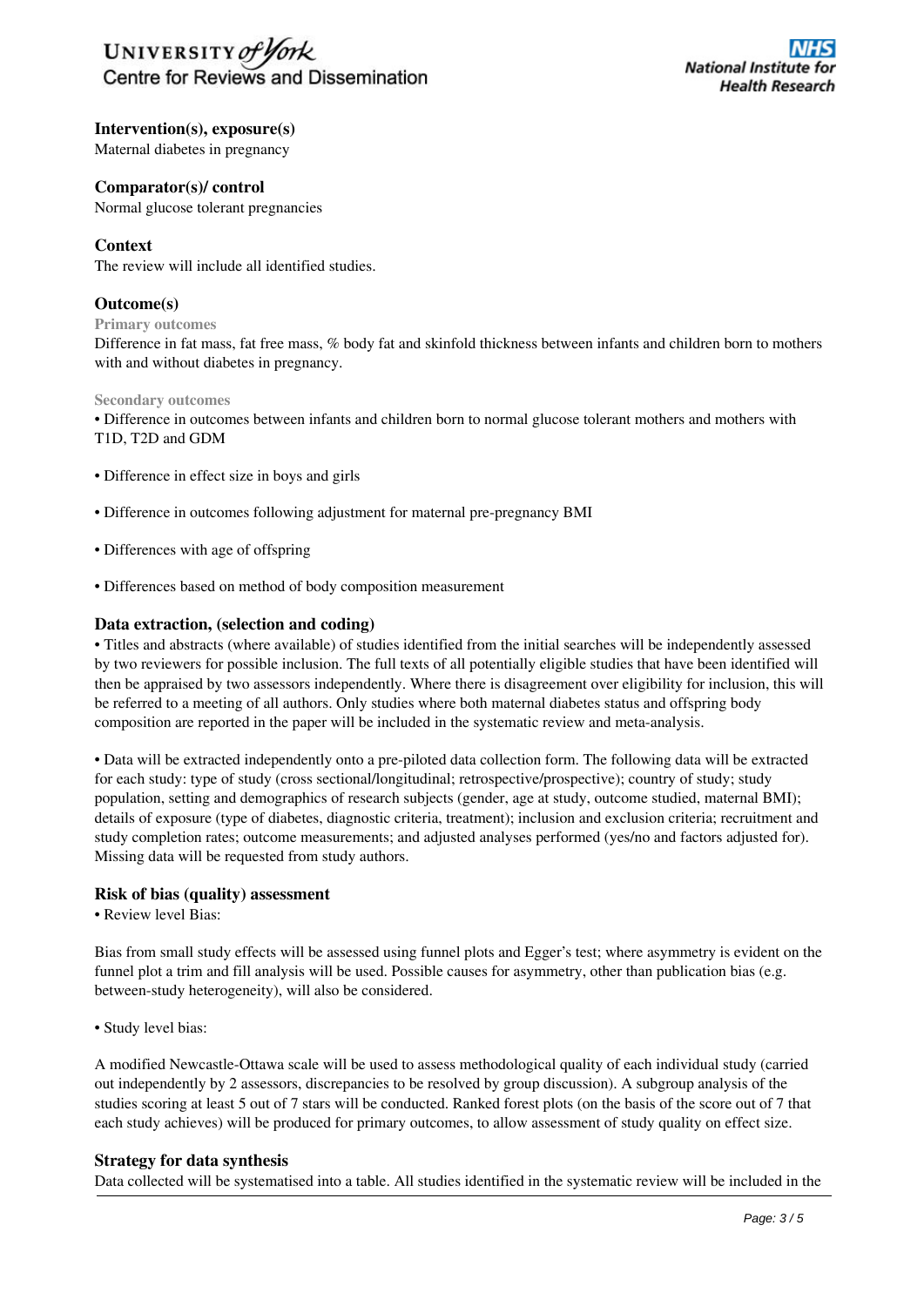### Intervention(s), exposure(s)

Maternal diabetes in pregnancy

### Comparator(s)/ control

Normal glucose tolerant pregnancies

### Context

The review will include all identified studies.

### Outcome(s)

#### Primary outcomes

Difference in fat mass, fat free mass, % body fat and skinfold thickness between infants and children born to mothers with and without diabetes in pregnancy.

#### Secondary outcomes

- Difference in outcomes between infants and children born to normal glucose tolerant mothers and mothers with T1D, T2D and GDM
- Difference in effect size in boys and girls
- Difference in outcomes following adjustment for maternal pre-pregnancy BMI
- Differences with age of offspring
- Differences based on method of body composition measurement

### Data extraction, (selection and coding)

- Titles and abstracts (where available) of studies identified from the initial searches will be independently assessed by two reviewers for possible inclusion. The full texts of all potentially eligible studies that have been identified will then be appraised by two assessors independently. Where there is disagreement over eligibility for inclusion, this will be referred to a meeting of all authors. Only studies where both maternal diabetes status and offspring body composition are reported in the paper will be included in the systematic review and meta-analysis.

- Data will be extracted independently onto a pre-piloted data collection form. The following data will be extracted for each study: type of study (cross sectional/longitudinal; retrospective/prospective); country of study; study population, setting and demographics of research subjects (gender, age at study, outcome studied, maternal BMI); details of exposure (type of diabetes, diagnostic criteria, treatment); inclusion and exclusion criteria; recruitment and study completion rates; outcome measurements; and adjusted analyses performed (yes/no and factors adjusted for). Missing data will be requested from study authors.

### Risk of bias (quality) assessment

- Review level Bias:

Bias from small study effects will be assessed using funnel plots and Egger's test; where asymmetry is evident on the funnel plot a trim and fill analysis will be used. Possible causes for asymmetry, other than publication bias (e.g. between-study heterogeneity), will also be considered.

- Study level bias:

A modified Newcastle-Ottawa scale will be used to assess methodological quality of each individual study (carried out independently by 2 assessors, discrepancies to be resolved by group discussion). A subgroup analysis of the studies scoring at least 5 out of 7 stars will be conducted. Ranked forest plots (on the basis of the score out of 7 that each study achieves) will be produced for primary outcomes, to allow assessment of study quality on effect size.

### Strategy for data synthesis

Data collected will be systematised into a table. All studies identified in the systematic review will be included in the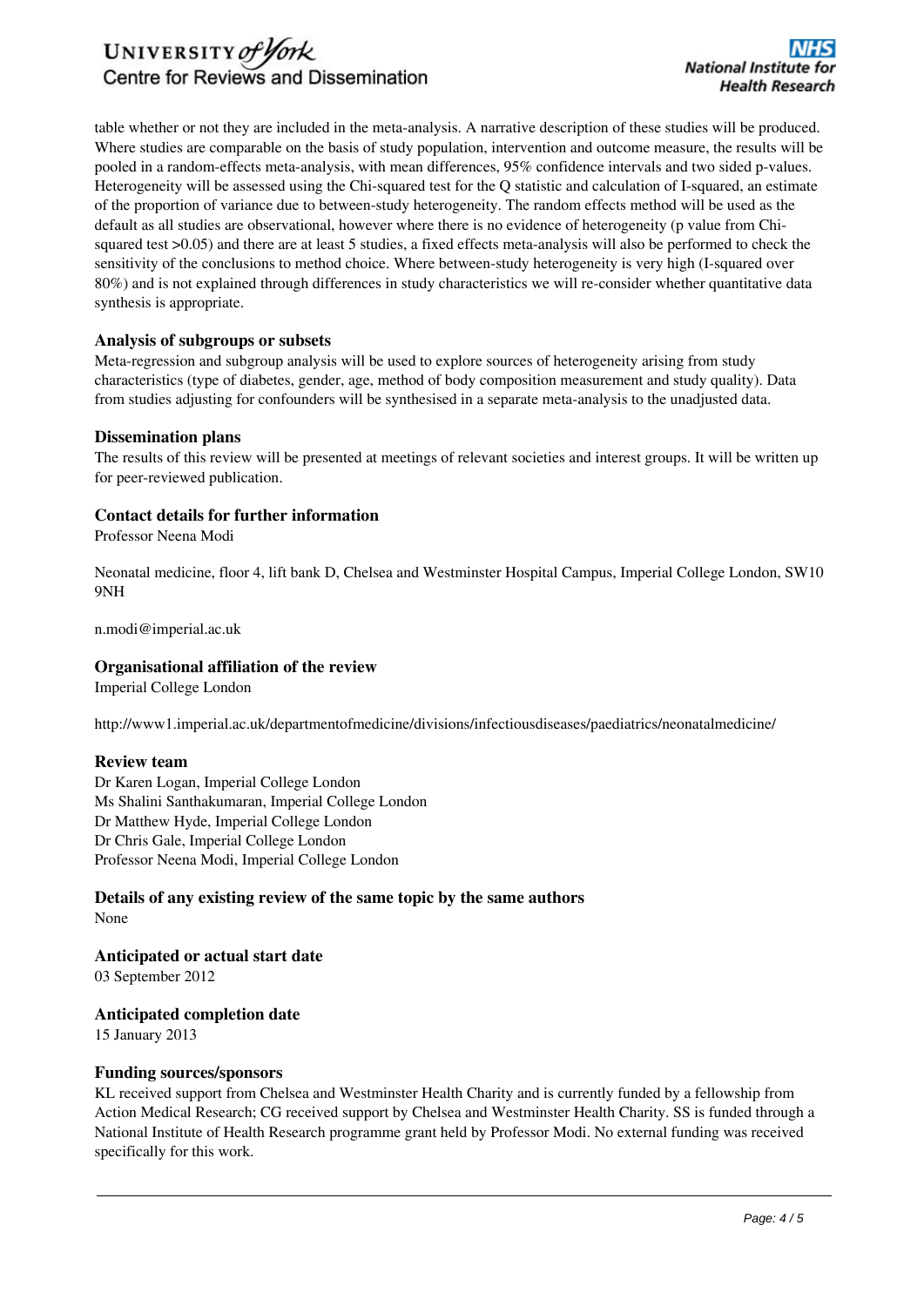table whether or not they are included in the meta-analysis. A narrative description of these studies will be produced. Where studies are comparable on the basis of study population, intervention and outcome measure, the results will be pooled in a random-effects meta-analysis, with mean differences, 95% confidence intervals and two sided p-values. Heterogeneity will be assessed using the Chi-squared test for the Q statistic and calculation of I-squared, an estimate of the proportion of variance due to between-study heterogeneity. The random effects method will be used as the default as all studies are observational, however where there is no evidence of heterogeneity (p value from Chi-squared test >0.05) and there are at least 5 studies, a fixed effects meta-analysis will also be performed to check the sensitivity of the conclusions to method choice. Where between-study heterogeneity is very high (I-squared over 80%) and is not explained through differences in study characteristics we will re-consider whether quantitative data synthesis is appropriate.

### Analysis of subgroups or subsets

Meta-regression and subgroup analysis will be used to explore sources of heterogeneity arising from study characteristics (type of diabetes, gender, age, method of body composition measurement and study quality). Data from studies adjusting for confounders will be synthesised in a separate meta-analysis to the unadjusted data.

### Dissemination plans

The results of this review will be presented at meetings of relevant societies and interest groups. It will be written up for peer-reviewed publication.

### Contact details for further information

Professor Neena Modi

Neonatal medicine, floor 4, lift bank D, Chelsea and Westminster Hospital Campus, Imperial College London, SW10 9NH

n.modi@imperial.ac.uk

### Organisational affiliation of the review

Imperial College London

http://www1.imperial.ac.uk/departmentofmedicine/divisions/infectiousdiseases/paediatrics/neonatalmedicine/

### Review team

Dr Karen Logan, Imperial College London
Ms Shalini Santhakumaran, Imperial College London
Dr Matthew Hyde, Imperial College London
Dr Chris Gale, Imperial College London
Professor Neena Modi, Imperial College London

### Details of any existing review of the same topic by the same authors

None

### Anticipated or actual start date

03 September 2012

### Anticipated completion date

15 January 2013

### Funding sources/sponsors

KL received support from Chelsea and Westminster Health Charity and is currently funded by a fellowship from Action Medical Research; CG received support by Chelsea and Westminster Health Charity. SS is funded through a National Institute of Health Research programme grant held by Professor Modi. No external funding was received specifically for this work.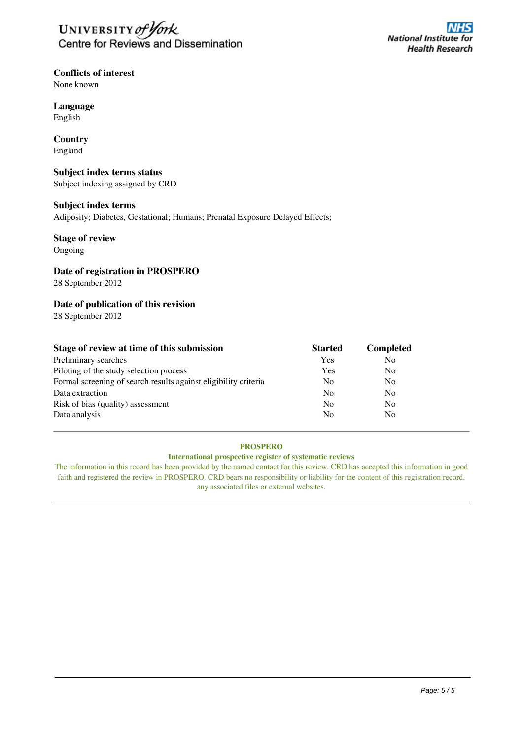**Conflicts of interest**
None known

**Language**
English

**Country**
England

**Subject index terms status**
Subject indexing assigned by CRD

**Subject index terms**
Adiposity; Diabetes, Gestational; Humans; Prenatal Exposure Delayed Effects;

**Stage of review**
Ongoing

**Date of registration in PROSPERO**
28 September 2012

**Date of publication of this revision**
28 September 2012

| Stage of review at time of this submission | Started | Completed |
|---|---|---|
| Preliminary searches | Yes | No |
| Piloting of the study selection process | Yes | No |
| Formal screening of search results against eligibility criteria | No | No |
| Data extraction | No | No |
| Risk of bias (quality) assessment | No | No |
| Data analysis | No | No |

**PROSPERO**
**International prospective register of systematic reviews**
The information in this record has been provided by the named contact for this review. CRD has accepted this information in good faith and registered the review in PROSPERO. CRD bears no responsibility or liability for the content of this registration record, any associated files or external websites.